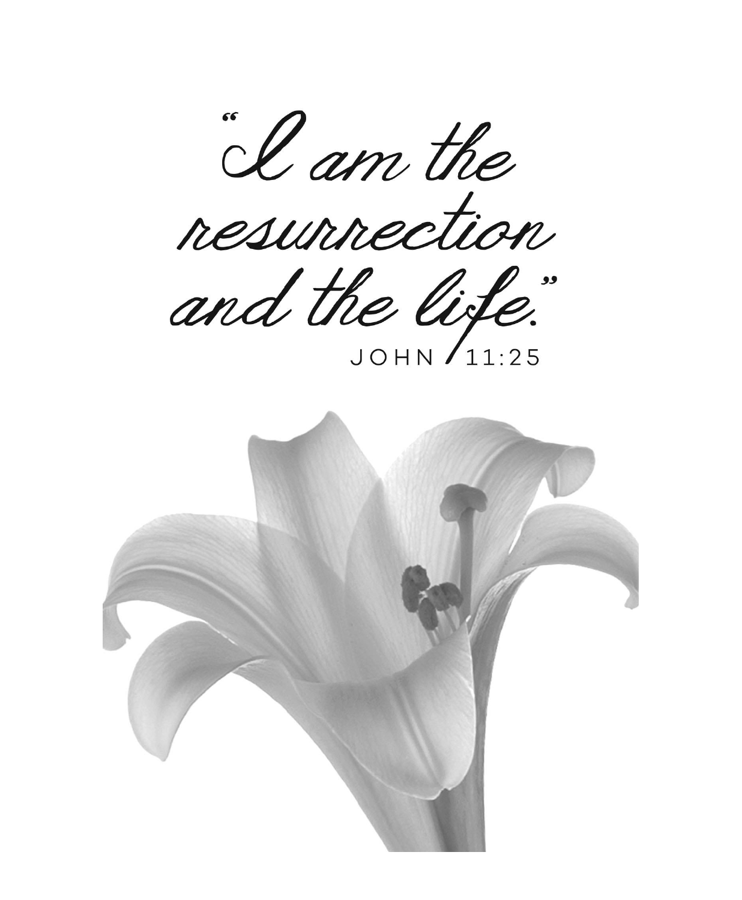"I am the resurrection and the life."

JOHN 11:25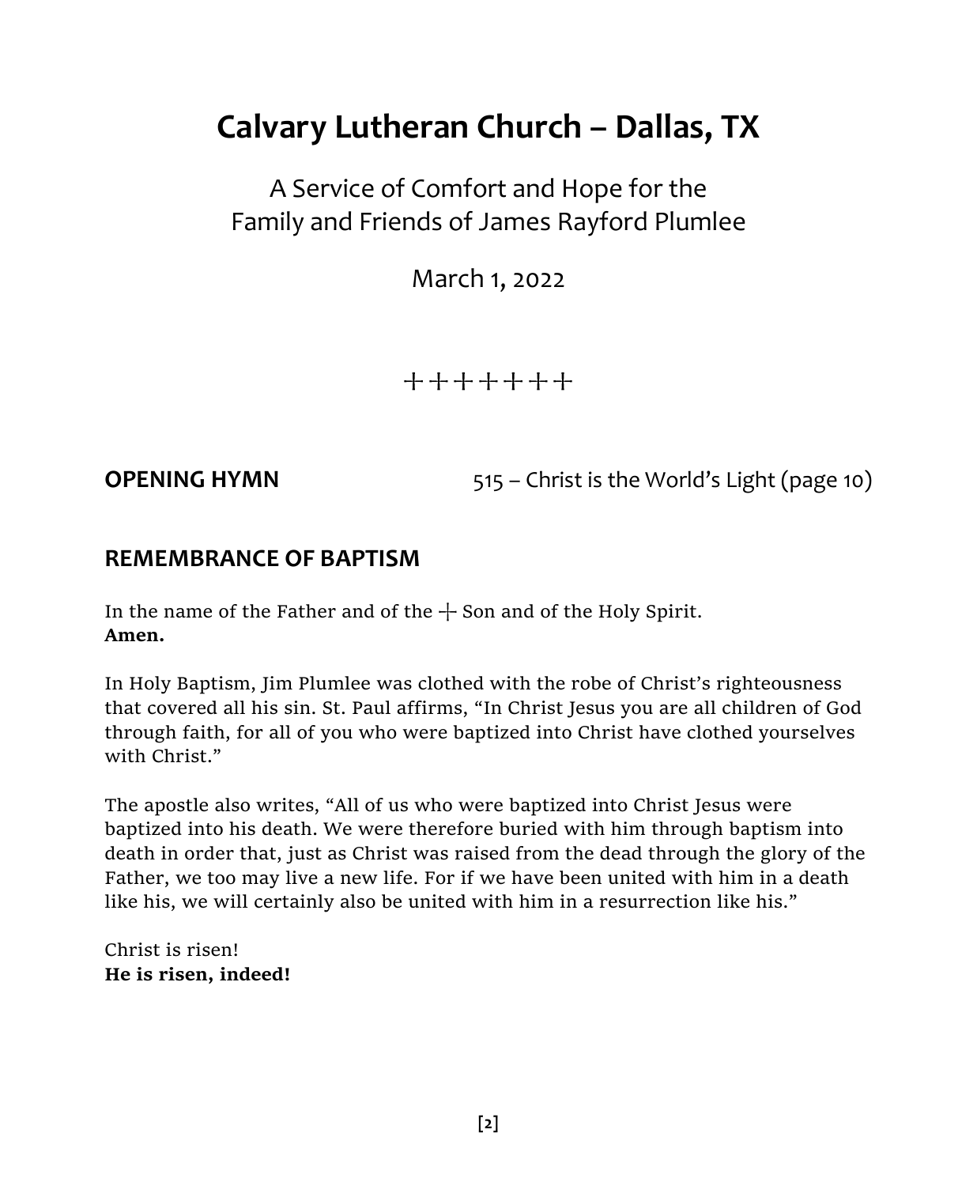# Calvary Lutheran Church – Dallas, TX

A Service of Comfort and Hope for the
Family and Friends of James Rayford Plumlee

March 1, 2022

+++++++

**OPENING HYMN** 515 – Christ is the World's Light (page 10)

## REMEMBRANCE OF BAPTISM

In the name of the Father and of the + Son and of the Holy Spirit.
**Amen.**

In Holy Baptism, Jim Plumlee was clothed with the robe of Christ's righteousness that covered all his sin. St. Paul affirms, "In Christ Jesus you are all children of God through faith, for all of you who were baptized into Christ have clothed yourselves with Christ."

The apostle also writes, "All of us who were baptized into Christ Jesus were baptized into his death. We were therefore buried with him through baptism into death in order that, just as Christ was raised from the dead through the glory of the Father, we too may live a new life. For if we have been united with him in a death like his, we will certainly also be united with him in a resurrection like his."

Christ is risen!
**He is risen, indeed!**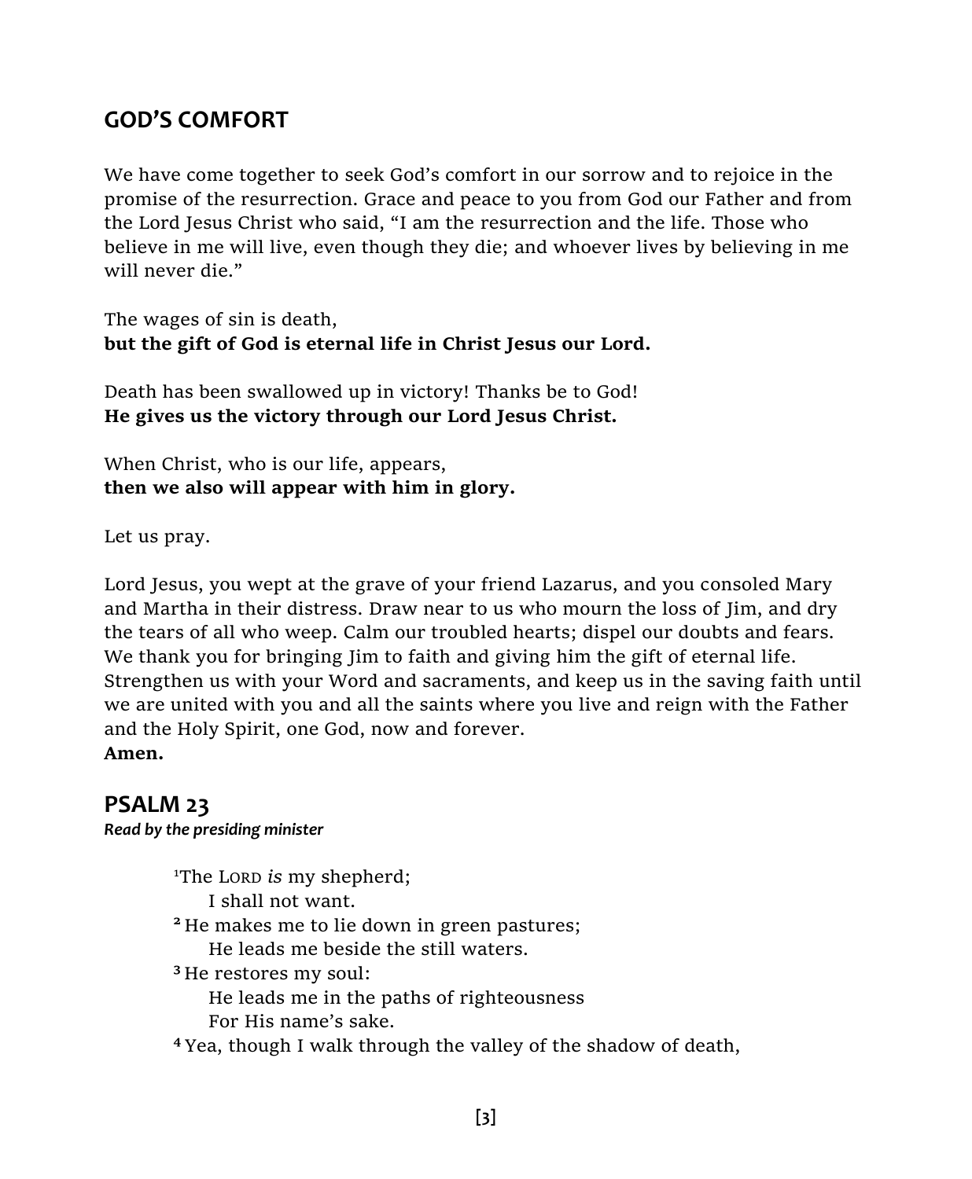## GOD'S COMFORT

We have come together to seek God's comfort in our sorrow and to rejoice in the promise of the resurrection. Grace and peace to you from God our Father and from the Lord Jesus Christ who said, "I am the resurrection and the life. Those who believe in me will live, even though they die; and whoever lives by believing in me will never die."

The wages of sin is death,
**but the gift of God is eternal life in Christ Jesus our Lord.**

Death has been swallowed up in victory! Thanks be to God!
**He gives us the victory through our Lord Jesus Christ.**

When Christ, who is our life, appears,
**then we also will appear with him in glory.**

Let us pray.

Lord Jesus, you wept at the grave of your friend Lazarus, and you consoled Mary and Martha in their distress. Draw near to us who mourn the loss of Jim, and dry the tears of all who weep. Calm our troubled hearts; dispel our doubts and fears. We thank you for bringing Jim to faith and giving him the gift of eternal life. Strengthen us with your Word and sacraments, and keep us in the saving faith until we are united with you and all the saints where you live and reign with the Father and the Holy Spirit, one God, now and forever.
**Amen.**

## PSALM 23

***Read by the presiding minister***

[1]The LORD *is* my shepherd;
    I shall not want.
[2] He makes me to lie down in green pastures;
    He leads me beside the still waters.
[3] He restores my soul:
    He leads me in the paths of righteousness
    For His name's sake.
[4] Yea, though I walk through the valley of the shadow of death,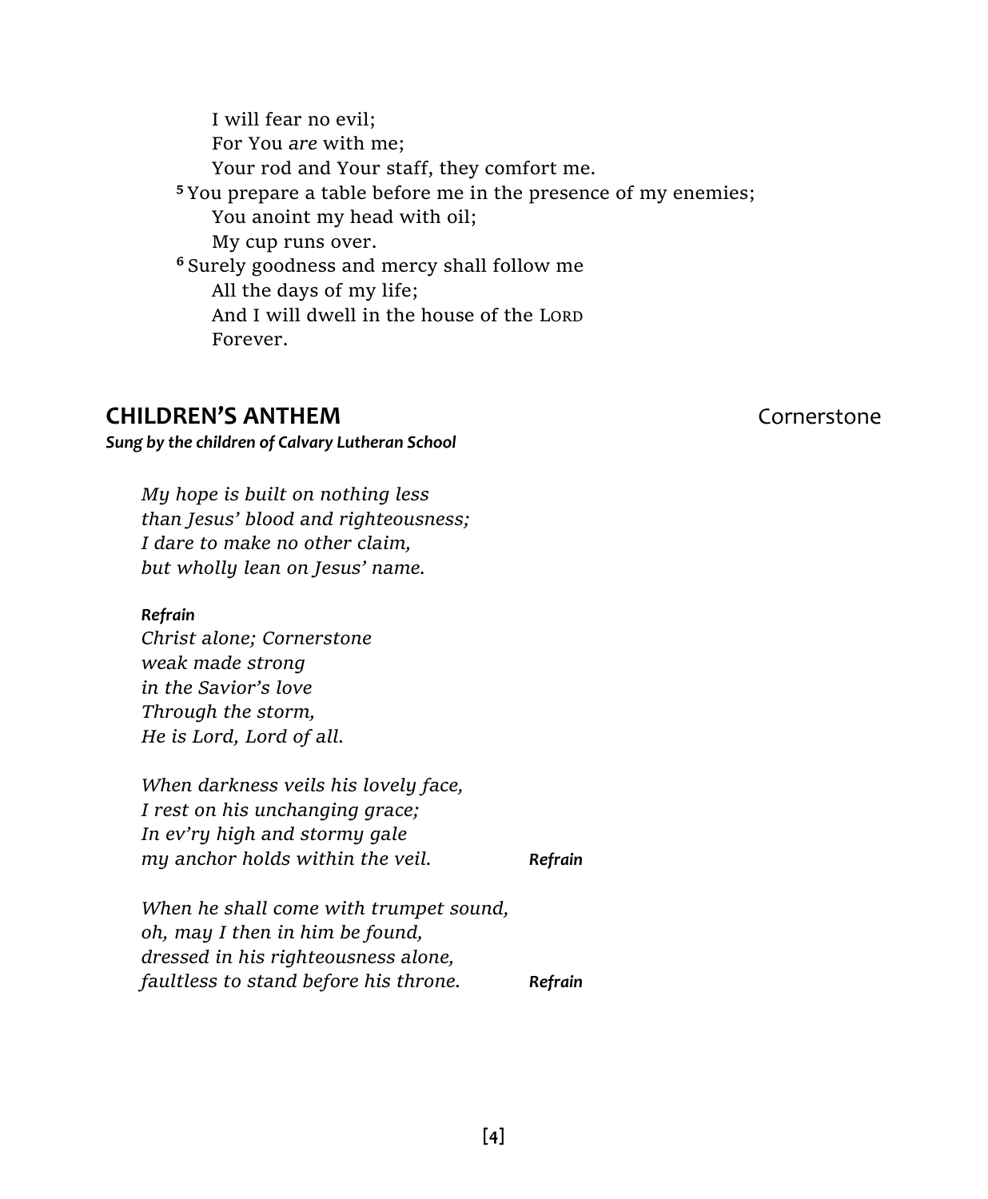I will fear no evil;  
For You *are* with me;  
Your rod and Your staff, they comfort me.  
[5] You prepare a table before me in the presence of my enemies;  
You anoint my head with oil;  
My cup runs over.  
[6] Surely goodness and mercy shall follow me  
All the days of my life;  
And I will dwell in the house of the LORD  
Forever.

## CHILDREN'S ANTHEM — Cornerstone

***Sung by the children of Calvary Lutheran School***

*My hope is built on nothing less*  
*than Jesus' blood and righteousness;*  
*I dare to make no other claim,*  
*but wholly lean on Jesus' name.*

***Refrain***  
*Christ alone; Cornerstone*  
*weak made strong*  
*in the Savior's love*  
*Through the storm,*  
*He is Lord, Lord of all.*

*When darkness veils his lovely face,*  
*I rest on his unchanging grace;*  
*In ev'ry high and stormy gale*  
*my anchor holds within the veil.* ***Refrain***

*When he shall come with trumpet sound,*  
*oh, may I then in him be found,*  
*dressed in his righteousness alone,*  
*faultless to stand before his throne.* ***Refrain***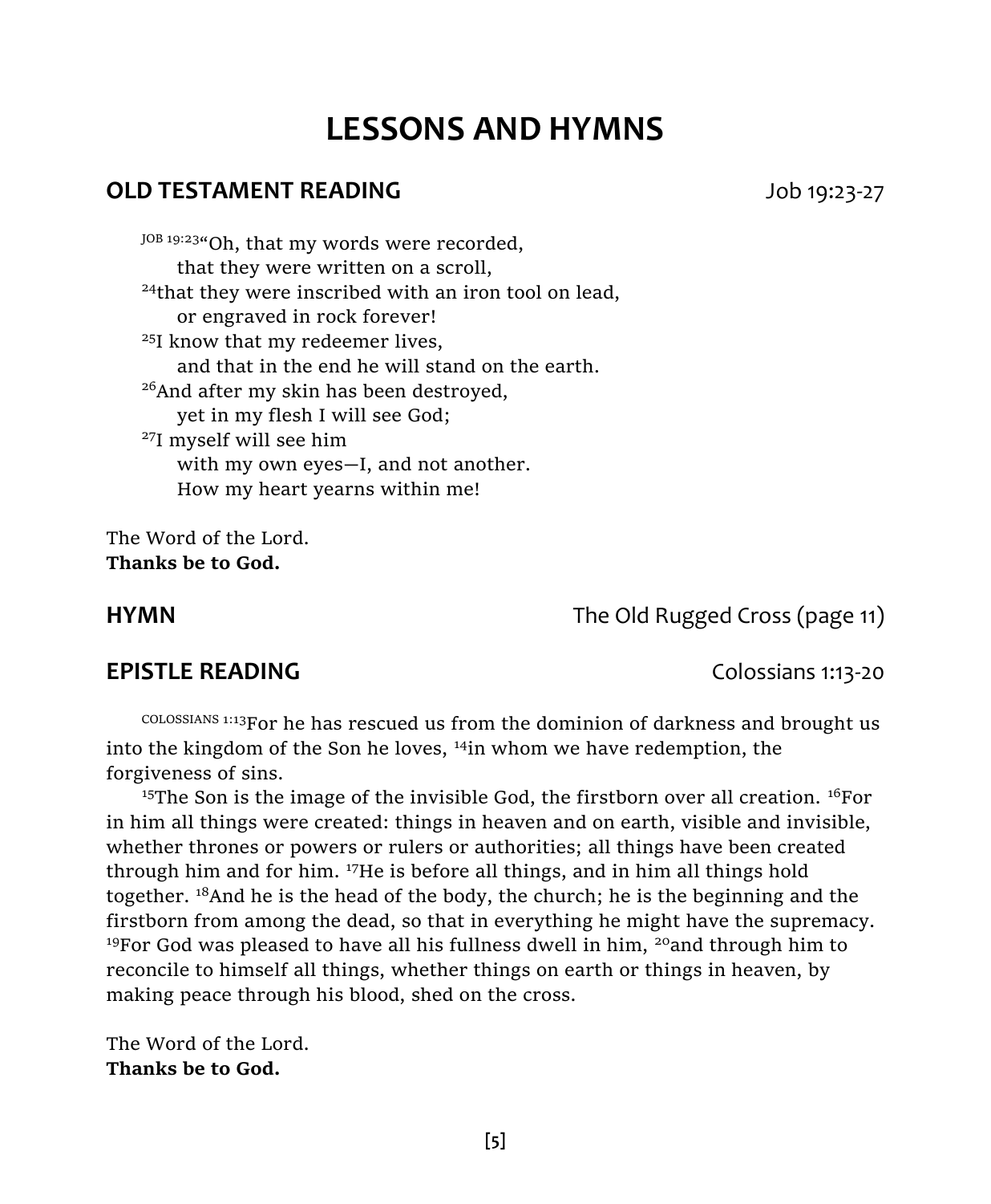# LESSONS AND HYMNS

## OLD TESTAMENT READING — Job 19:23-27

JOB 19:23“Oh, that my words were recorded,
that they were written on a scroll,
[24]that they were inscribed with an iron tool on lead,
or engraved in rock forever!
[25]I know that my redeemer lives,
and that in the end he will stand on the earth.
[26]And after my skin has been destroyed,
yet in my flesh I will see God;
[27]I myself will see him
with my own eyes—I, and not another.
How my heart yearns within me!

The Word of the Lord.
**Thanks be to God.**

## HYMN — The Old Rugged Cross (page 11)

## EPISTLE READING — Colossians 1:13-20

COLOSSIANS 1:13For he has rescued us from the dominion of darkness and brought us into the kingdom of the Son he loves, [14]in whom we have redemption, the forgiveness of sins.

[15]The Son is the image of the invisible God, the firstborn over all creation. [16]For in him all things were created: things in heaven and on earth, visible and invisible, whether thrones or powers or rulers or authorities; all things have been created through him and for him. [17]He is before all things, and in him all things hold together. [18]And he is the head of the body, the church; he is the beginning and the firstborn from among the dead, so that in everything he might have the supremacy. [19]For God was pleased to have all his fullness dwell in him, [20]and through him to reconcile to himself all things, whether things on earth or things in heaven, by making peace through his blood, shed on the cross.

The Word of the Lord.
**Thanks be to God.**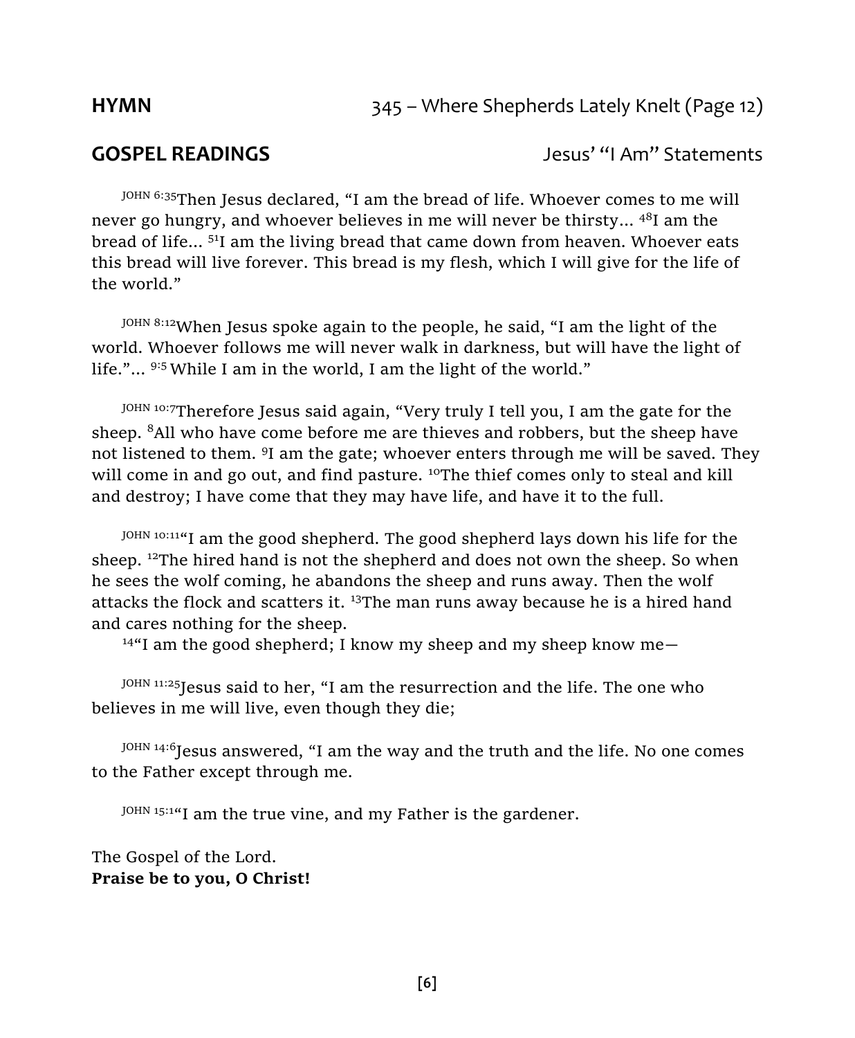**HYMN** 345 – Where Shepherds Lately Knelt (Page 12)

**GOSPEL READINGS** Jesus' "I Am" Statements

JOHN 6:35 Then Jesus declared, "I am the bread of life. Whoever comes to me will never go hungry, and whoever believes in me will never be thirsty... [48] I am the bread of life... [51] I am the living bread that came down from heaven. Whoever eats this bread will live forever. This bread is my flesh, which I will give for the life of the world."

JOHN 8:12 When Jesus spoke again to the people, he said, "I am the light of the world. Whoever follows me will never walk in darkness, but will have the light of life."... [9:5] While I am in the world, I am the light of the world."

JOHN 10:7 Therefore Jesus said again, "Very truly I tell you, I am the gate for the sheep. [8] All who have come before me are thieves and robbers, but the sheep have not listened to them. [9] I am the gate; whoever enters through me will be saved. They will come in and go out, and find pasture. [10] The thief comes only to steal and kill and destroy; I have come that they may have life, and have it to the full.

JOHN 10:11 "I am the good shepherd. The good shepherd lays down his life for the sheep. [12] The hired hand is not the shepherd and does not own the sheep. So when he sees the wolf coming, he abandons the sheep and runs away. Then the wolf attacks the flock and scatters it. [13] The man runs away because he is a hired hand and cares nothing for the sheep.

[14] "I am the good shepherd; I know my sheep and my sheep know me—

JOHN 11:25 Jesus said to her, "I am the resurrection and the life. The one who believes in me will live, even though they die;

JOHN 14:6 Jesus answered, "I am the way and the truth and the life. No one comes to the Father except through me.

JOHN 15:1 "I am the true vine, and my Father is the gardener.

The Gospel of the Lord.
**Praise be to you, O Christ!**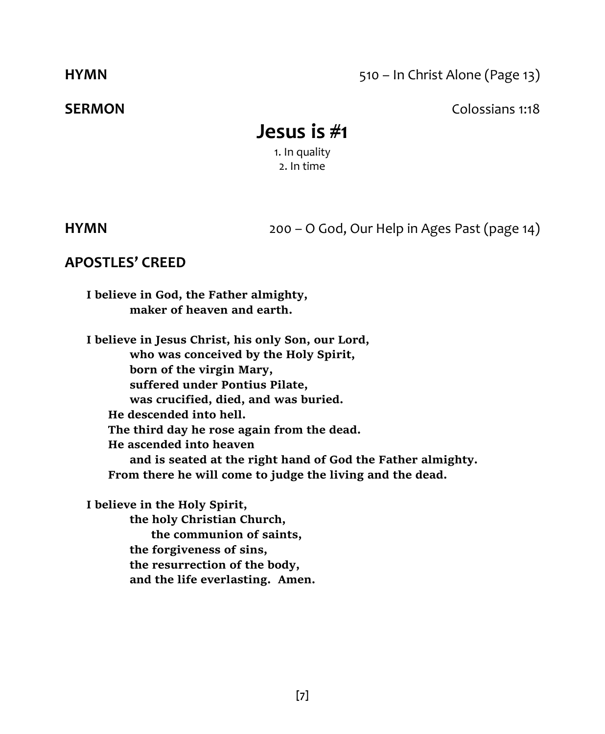**HYMN** 510 – In Christ Alone (Page 13)

**SERMON** Colossians 1:18

## Jesus is #1

1. In quality
2. In time

**HYMN** 200 – O God, Our Help in Ages Past (page 14)

**APOSTLES' CREED**

**I believe in God, the Father almighty,**
**maker of heaven and earth.**

**I believe in Jesus Christ, his only Son, our Lord,**
**who was conceived by the Holy Spirit,**
**born of the virgin Mary,**
**suffered under Pontius Pilate,**
**was crucified, died, and was buried.**
**He descended into hell.**
**The third day he rose again from the dead.**
**He ascended into heaven**
**and is seated at the right hand of God the Father almighty.**
**From there he will come to judge the living and the dead.**

**I believe in the Holy Spirit,**
**the holy Christian Church,**
**the communion of saints,**
**the forgiveness of sins,**
**the resurrection of the body,**
**and the life everlasting. Amen.**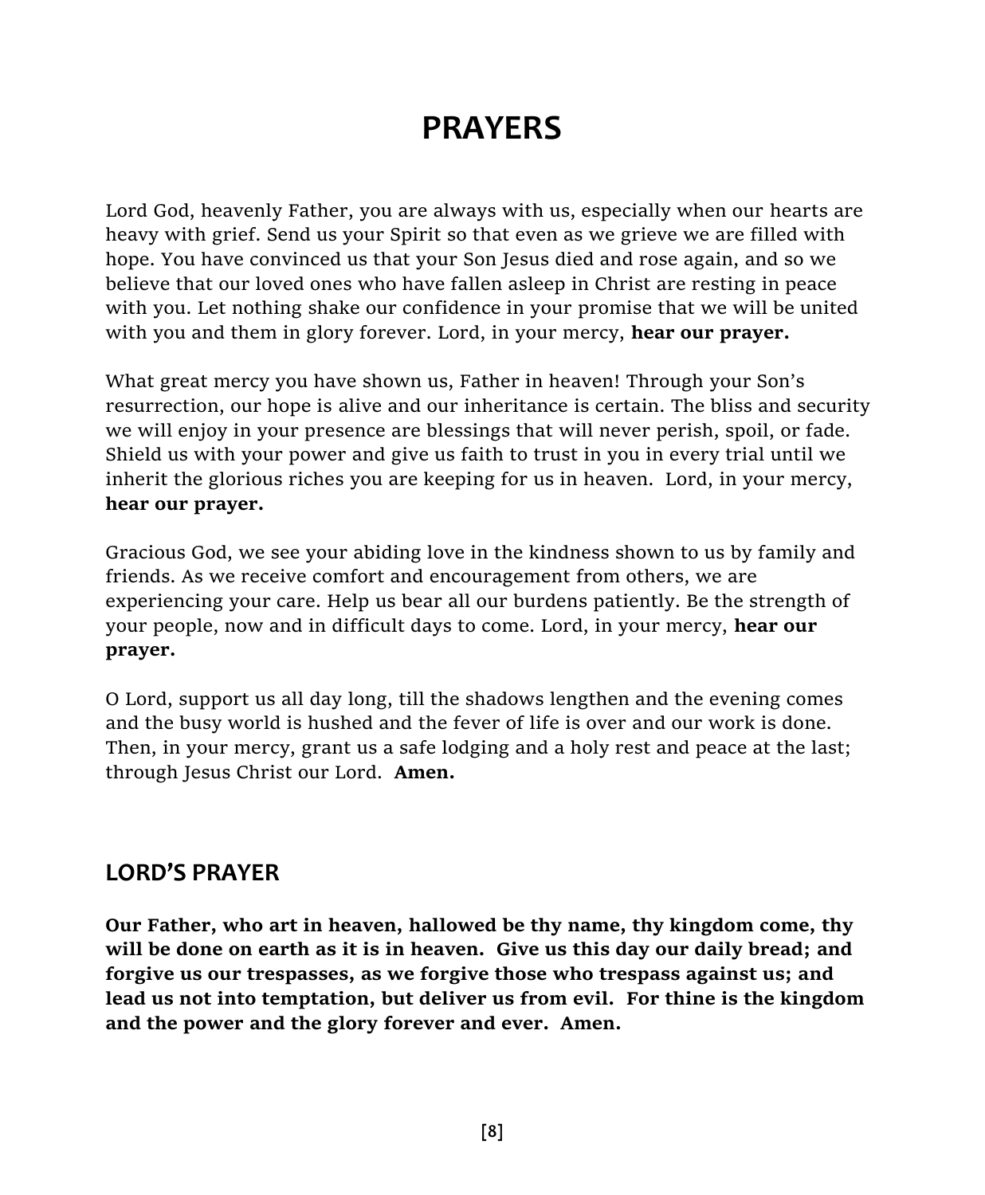# PRAYERS

Lord God, heavenly Father, you are always with us, especially when our hearts are heavy with grief. Send us your Spirit so that even as we grieve we are filled with hope. You have convinced us that your Son Jesus died and rose again, and so we believe that our loved ones who have fallen asleep in Christ are resting in peace with you. Let nothing shake our confidence in your promise that we will be united with you and them in glory forever. Lord, in your mercy, **hear our prayer.**

What great mercy you have shown us, Father in heaven! Through your Son's resurrection, our hope is alive and our inheritance is certain. The bliss and security we will enjoy in your presence are blessings that will never perish, spoil, or fade. Shield us with your power and give us faith to trust in you in every trial until we inherit the glorious riches you are keeping for us in heaven. Lord, in your mercy, **hear our prayer.**

Gracious God, we see your abiding love in the kindness shown to us by family and friends. As we receive comfort and encouragement from others, we are experiencing your care. Help us bear all our burdens patiently. Be the strength of your people, now and in difficult days to come. Lord, in your mercy, **hear our prayer.**

O Lord, support us all day long, till the shadows lengthen and the evening comes and the busy world is hushed and the fever of life is over and our work is done. Then, in your mercy, grant us a safe lodging and a holy rest and peace at the last; through Jesus Christ our Lord. **Amen.**

## LORD'S PRAYER

**Our Father, who art in heaven, hallowed be thy name, thy kingdom come, thy will be done on earth as it is in heaven. Give us this day our daily bread; and forgive us our trespasses, as we forgive those who trespass against us; and lead us not into temptation, but deliver us from evil. For thine is the kingdom and the power and the glory forever and ever. Amen.**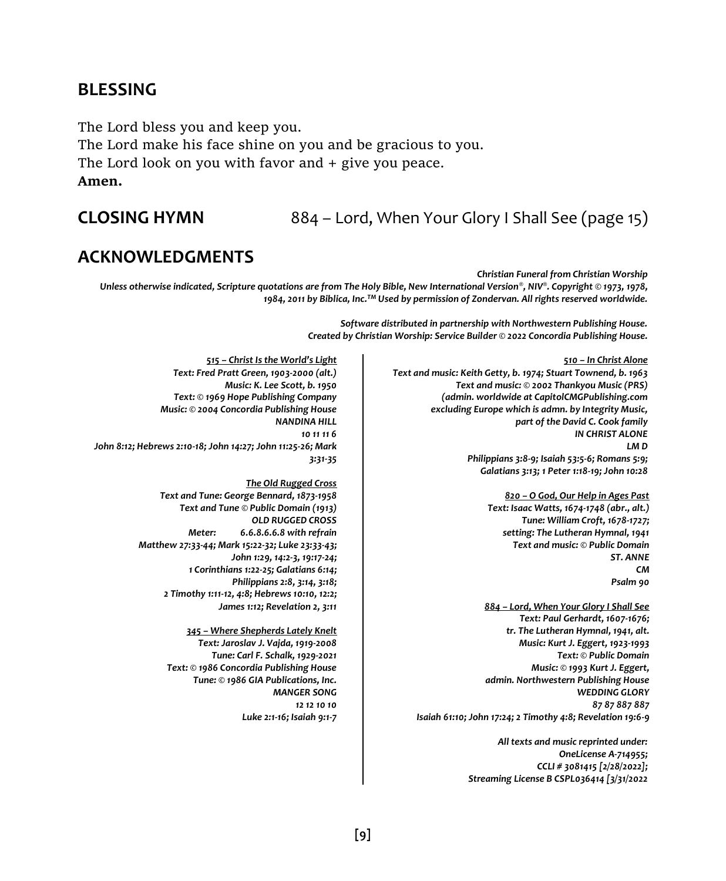## BLESSING

The Lord bless you and keep you.
The Lord make his face shine on you and be gracious to you.
The Lord look on you with favor and + give you peace.
**Amen.**

## CLOSING HYMN 884 – Lord, When Your Glory I Shall See (page 15)

## ACKNOWLEDGMENTS

*Christian Funeral from Christian Worship*
*Unless otherwise indicated, Scripture quotations are from The Holy Bible, New International Version®, NIV®. Copyright © 1973, 1978, 1984, 2011 by Biblica, Inc.™ Used by permission of Zondervan. All rights reserved worldwide.*

*Software distributed in partnership with Northwestern Publishing House.*
*Created by Christian Worship: Service Builder © 2022 Concordia Publishing House.*

***515 – Christ Is the World's Light***
*Text: Fred Pratt Green, 1903-2000 (alt.)*
*Music: K. Lee Scott, b. 1950*
*Text: © 1969 Hope Publishing Company*
*Music: © 2004 Concordia Publishing House*
*NANDINA HILL*
*10 11 11 6*
*John 8:12; Hebrews 2:10-18; John 14:27; John 11:25-26; Mark 3:31-35*

***The Old Rugged Cross***
*Text and Tune: George Bennard, 1873-1958*
*Text and Tune © Public Domain (1913)*
*OLD RUGGED CROSS*
*Meter: 6.6.8.6.6.8 with refrain*
*Matthew 27:33-44; Mark 15:22-32; Luke 23:33-43; John 1:29, 14:2-3, 19:17-24; 1 Corinthians 1:22-25; Galatians 6:14; Philippians 2:8, 3:14, 3:18; 2 Timothy 1:11-12, 4:8; Hebrews 10:10, 12:2; James 1:12; Revelation 2, 3:11*

***345 – Where Shepherds Lately Knelt***
*Text: Jaroslav J. Vajda, 1919-2008*
*Tune: Carl F. Schalk, 1929-2021*
*Text: © 1986 Concordia Publishing House*
*Tune: © 1986 GIA Publications, Inc.*
*MANGER SONG*
*12 12 10 10*
*Luke 2:1-16; Isaiah 9:1-7*

***510 – In Christ Alone***
*Text and music: Keith Getty, b. 1974; Stuart Townend, b. 1963*
*Text and music: © 2002 Thankyou Music (PRS) (admin. worldwide at CapitolCMGPublishing.com excluding Europe which is admn. by Integrity Music, part of the David C. Cook family*
*IN CHRIST ALONE*
*LM D*
*Philippians 3:8-9; Isaiah 53:5-6; Romans 5:9; Galatians 3:13; 1 Peter 1:18-19; John 10:28*

***820 – O God, Our Help in Ages Past***
*Text: Isaac Watts, 1674-1748 (abr., alt.)*
*Tune: William Croft, 1678-1727;*
*setting: The Lutheran Hymnal, 1941*
*Text and music: © Public Domain*
*ST. ANNE*
*CM*
*Psalm 90*

***884 – Lord, When Your Glory I Shall See***
*Text: Paul Gerhardt, 1607-1676;*
*tr. The Lutheran Hymnal, 1941, alt.*
*Music: Kurt J. Eggert, 1923-1993*
*Text: © Public Domain*
*Music: © 1993 Kurt J. Eggert,*
*admin. Northwestern Publishing House*
*WEDDING GLORY*
*87 87 887 887*
*Isaiah 61:10; John 17:24; 2 Timothy 4:8; Revelation 19:6-9*

*All texts and music reprinted under:*
*OneLicense A-714955;*
*CCLI # 3081415 [2/28/2022];*
*Streaming License B CSPL036414 [3/31/2022*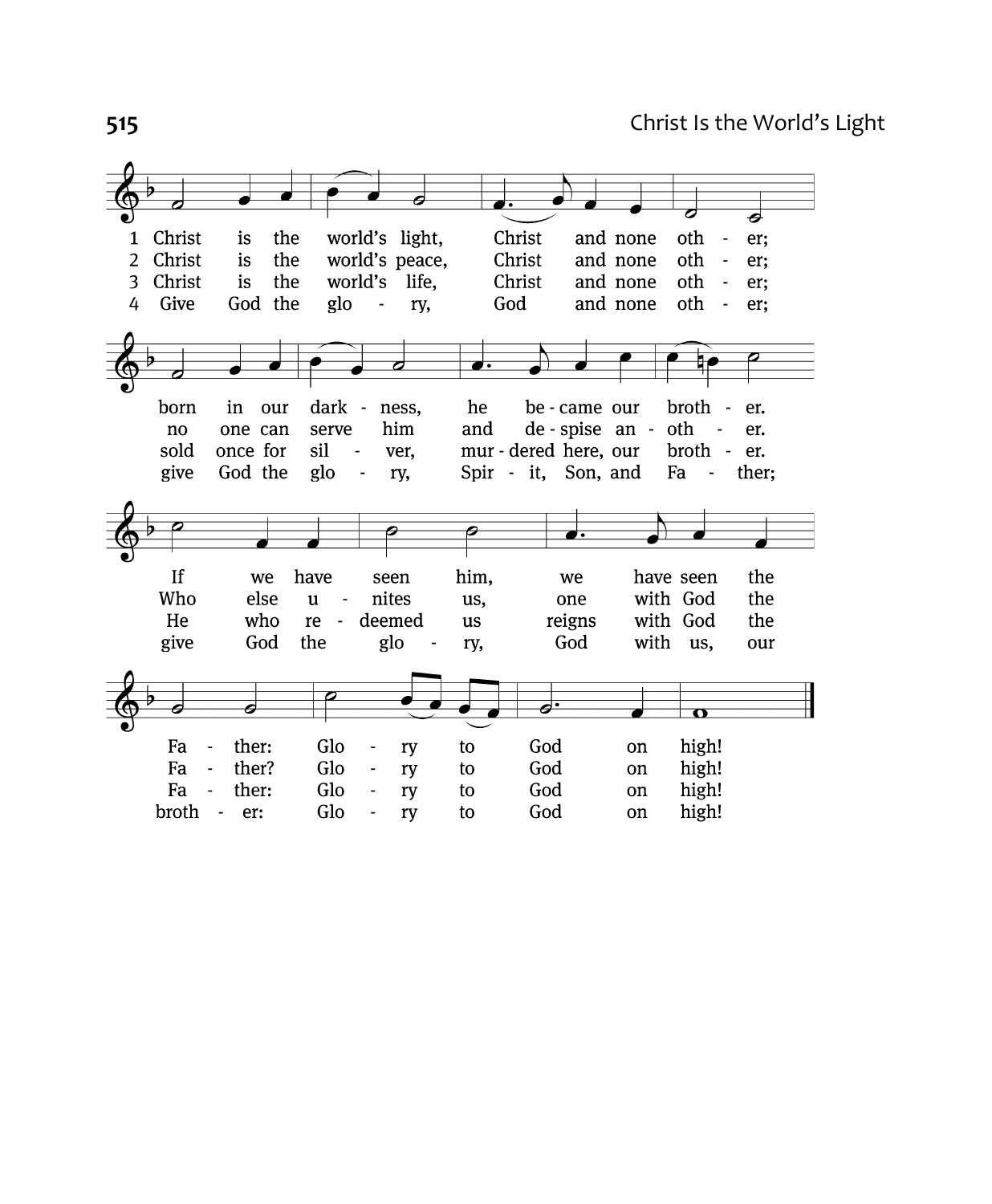# 515 Christ Is the World's Light

1 Christ is the world's light, Christ and none other; born in our darkness, he became our brother. If we have seen him, we have seen the Father: Glory to God on high!

2 Christ is the world's peace, Christ and none other; no one can serve him and despise another. Who else unites us, one with God the Father? Glory to God on high!

3 Christ is the world's life, Christ and none other; sold once for silver, murdered here, our brother. He who redeemed us reigns with God the Father: Glory to God on high!

4 Give God the glory, God and none other; give God the glory, Spirit, Son, and Father; give God the glory, God with us, our brother: Glory to God on high!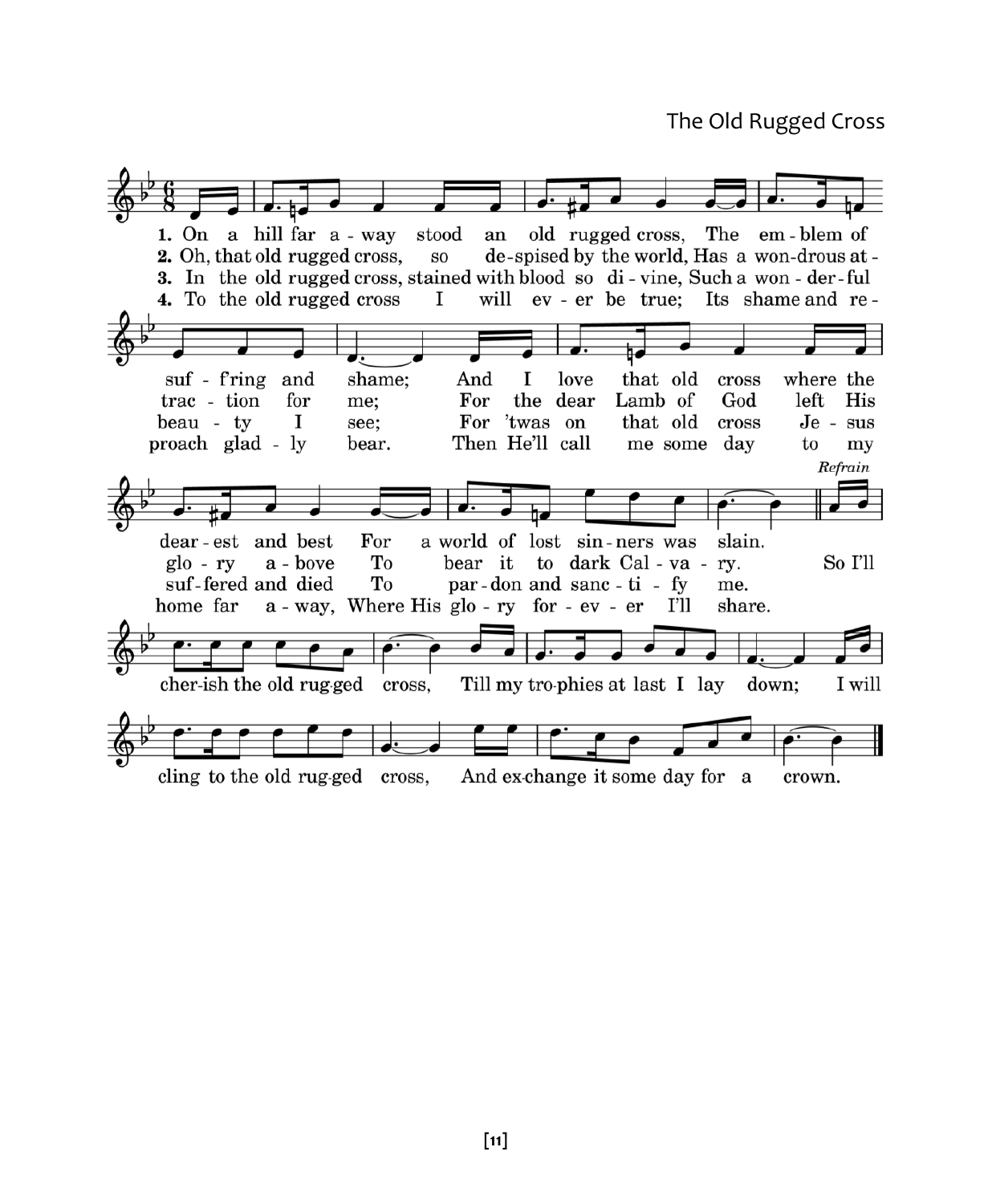## The Old Rugged Cross

1. On a hill far away stood an old rugged cross, The emblem of suffering and shame; And I love that old cross where the dearest and best For a world of lost sinners was slain.

2. Oh, that old rugged cross, so despised by the world, Has a wondrous attraction for me; For the dear Lamb of God left His glory above To bear it to dark Calvary.

3. In the old rugged cross, stained with blood so divine, Such a wonderful beauty I see; For 'twas on that old cross Jesus suffered and died To pardon and sanctify me.

4. To the old rugged cross I will ever be true; Its shame and reproach gladly bear. Then He'll call me some day to my home far away, Where His glory forever I'll share.

*Refrain*

So I'll cherish the old rugged cross, Till my trophies at last I lay down; I will cling to the old rugged cross, And exchange it some day for a crown.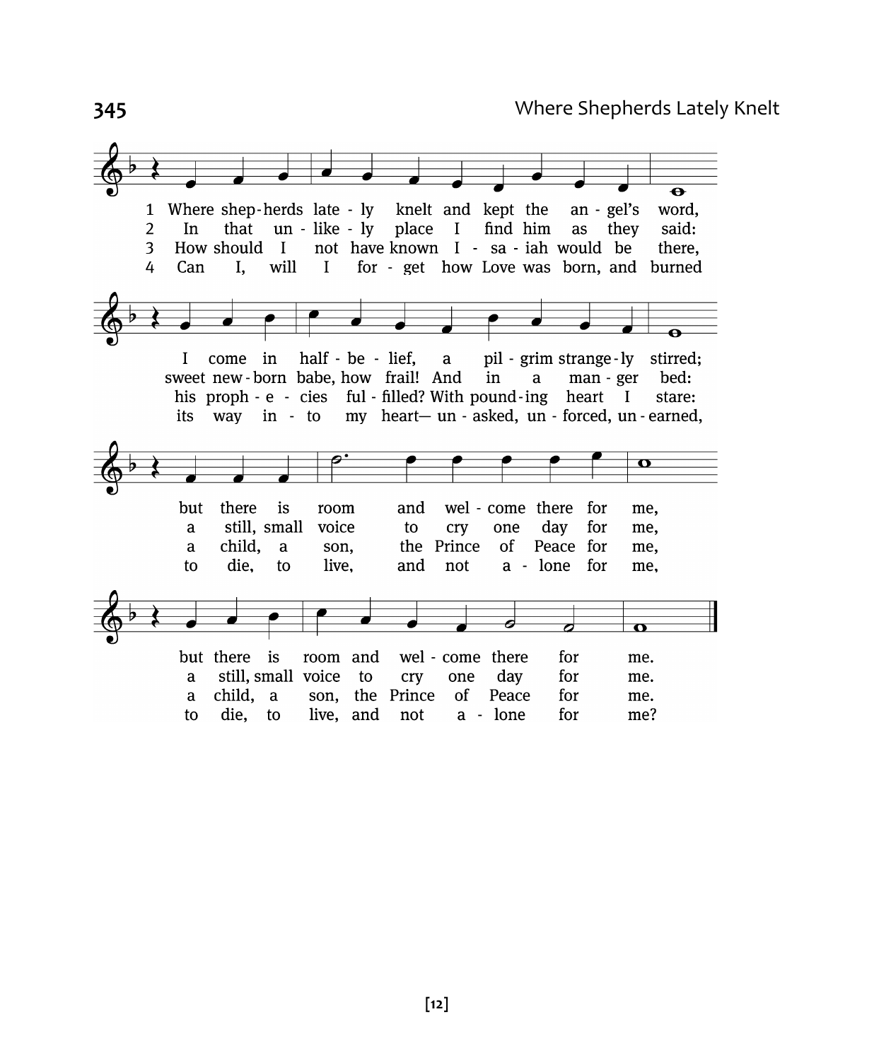# 345 Where Shepherds Lately Knelt

1 Where shep-herds late-ly knelt and kept the an-gel's word,
I come in half-be-lief, a pil-grim strange-ly stirred;
but there is room and wel-come there for me,
but there is room and wel-come there for me.

2 In that un-like-ly place I find him as they said:
sweet new-born babe, how frail! And in a man-ger bed:
a still, small voice to cry one day for me,
a still, small voice to cry one day for me.

3 How should I not have known I-sa-iah would be there,
his proph-e-cies ful-filled? With pound-ing heart I stare:
a child, a son, the Prince of Peace for me,
a child, a son, the Prince of Peace for me.

4 Can I, will I for-get how Love was born, and burned
its way in-to my heart— un-asked, un-forced, un-earned,
to die, to live, and not a-lone for me,
to die, to live, and not a-lone for me?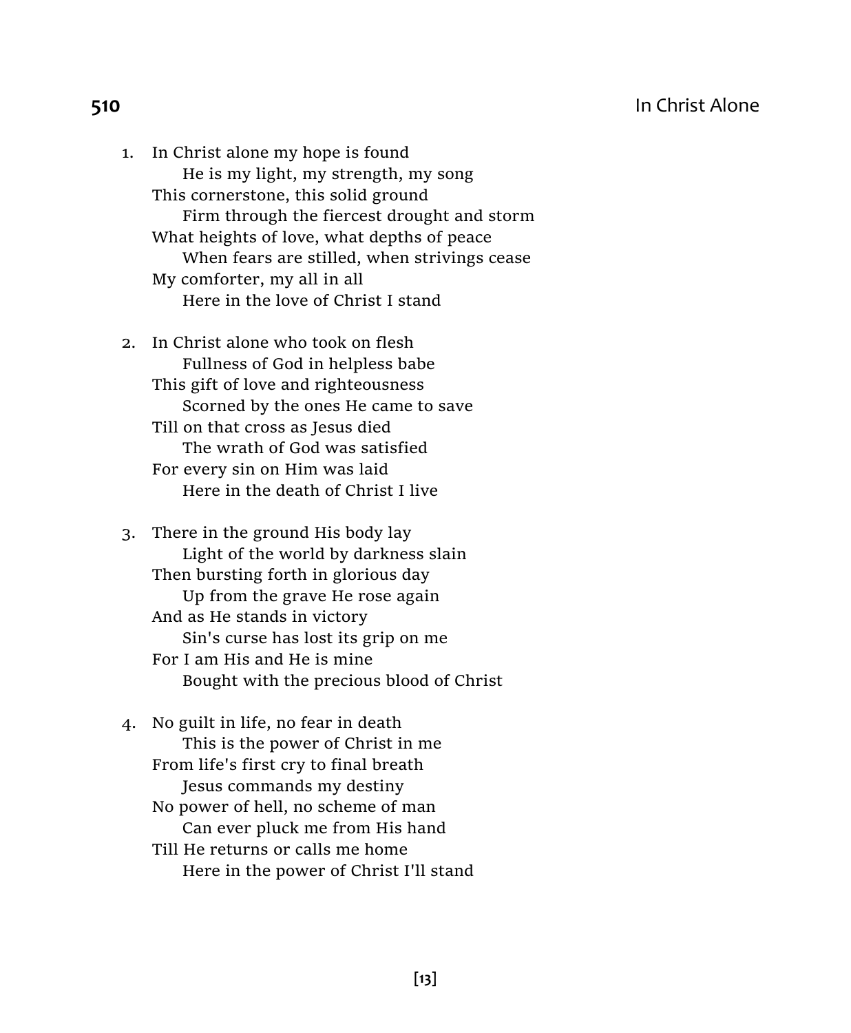**510** In Christ Alone

1. In Christ alone my hope is found
   He is my light, my strength, my song
   This cornerstone, this solid ground
   Firm through the fiercest drought and storm
   What heights of love, what depths of peace
   When fears are stilled, when strivings cease
   My comforter, my all in all
   Here in the love of Christ I stand

2. In Christ alone who took on flesh
   Fullness of God in helpless babe
   This gift of love and righteousness
   Scorned by the ones He came to save
   Till on that cross as Jesus died
   The wrath of God was satisfied
   For every sin on Him was laid
   Here in the death of Christ I live

3. There in the ground His body lay
   Light of the world by darkness slain
   Then bursting forth in glorious day
   Up from the grave He rose again
   And as He stands in victory
   Sin's curse has lost its grip on me
   For I am His and He is mine
   Bought with the precious blood of Christ

4. No guilt in life, no fear in death
   This is the power of Christ in me
   From life's first cry to final breath
   Jesus commands my destiny
   No power of hell, no scheme of man
   Can ever pluck me from His hand
   Till He returns or calls me home
   Here in the power of Christ I'll stand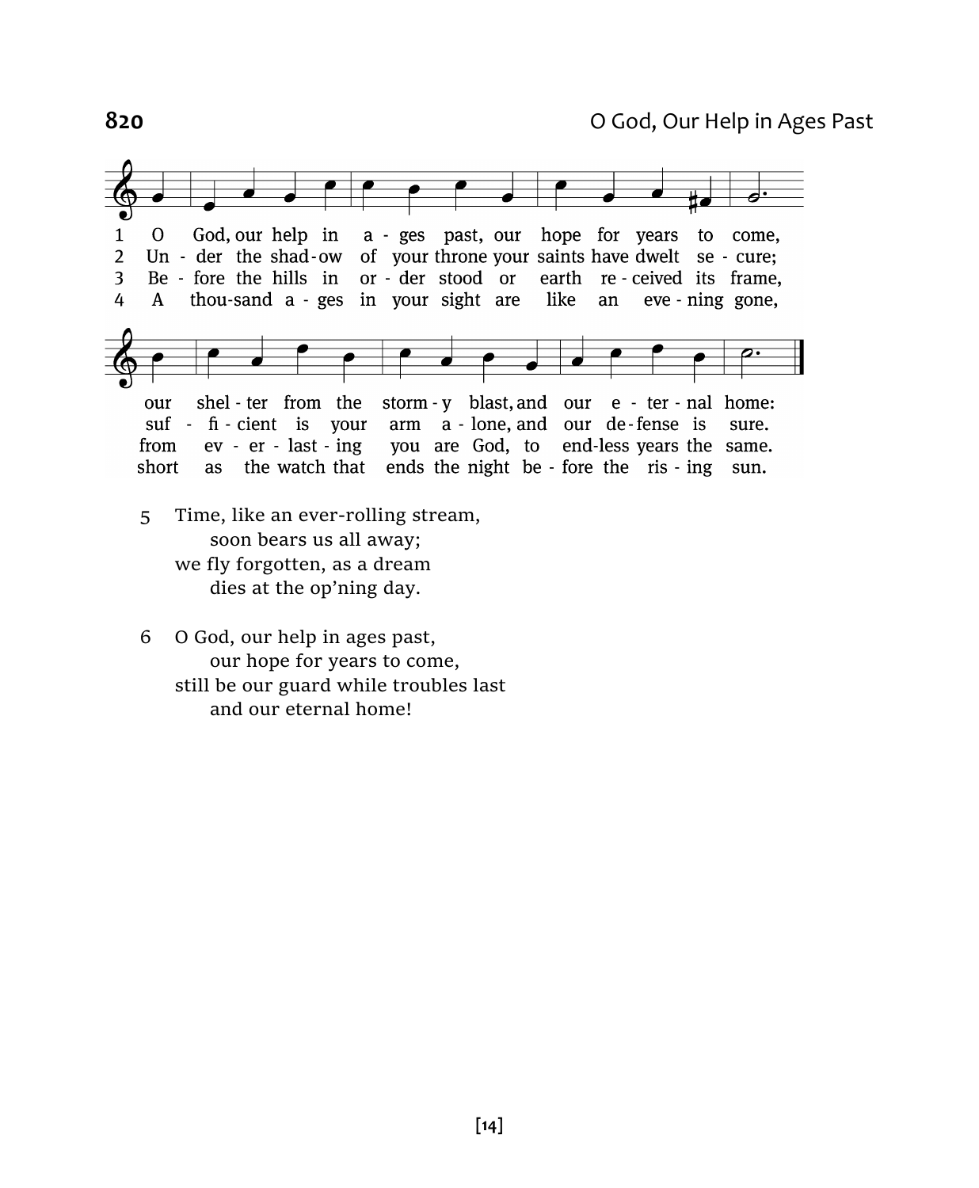**820** O God, Our Help in Ages Past

1 O God, our help in a - ges past, our hope for years to come,
our shel - ter from the storm - y blast, and our e - ter - nal home:

2 Un - der the shad - ow of your throne your saints have dwelt se - cure;
suf - fi - cient is your arm a - lone, and our de - fense is sure.

3 Be - fore the hills in or - der stood or earth re - ceived its frame,
from ev - er - last - ing you are God, to end-less years the same.

4 A thou-sand a - ges in your sight are like an eve - ning gone,
short as the watch that ends the night be - fore the ris - ing sun.

5 Time, like an ever-rolling stream,
soon bears us all away;
we fly forgotten, as a dream
dies at the op'ning day.

6 O God, our help in ages past,
our hope for years to come,
still be our guard while troubles last
and our eternal home!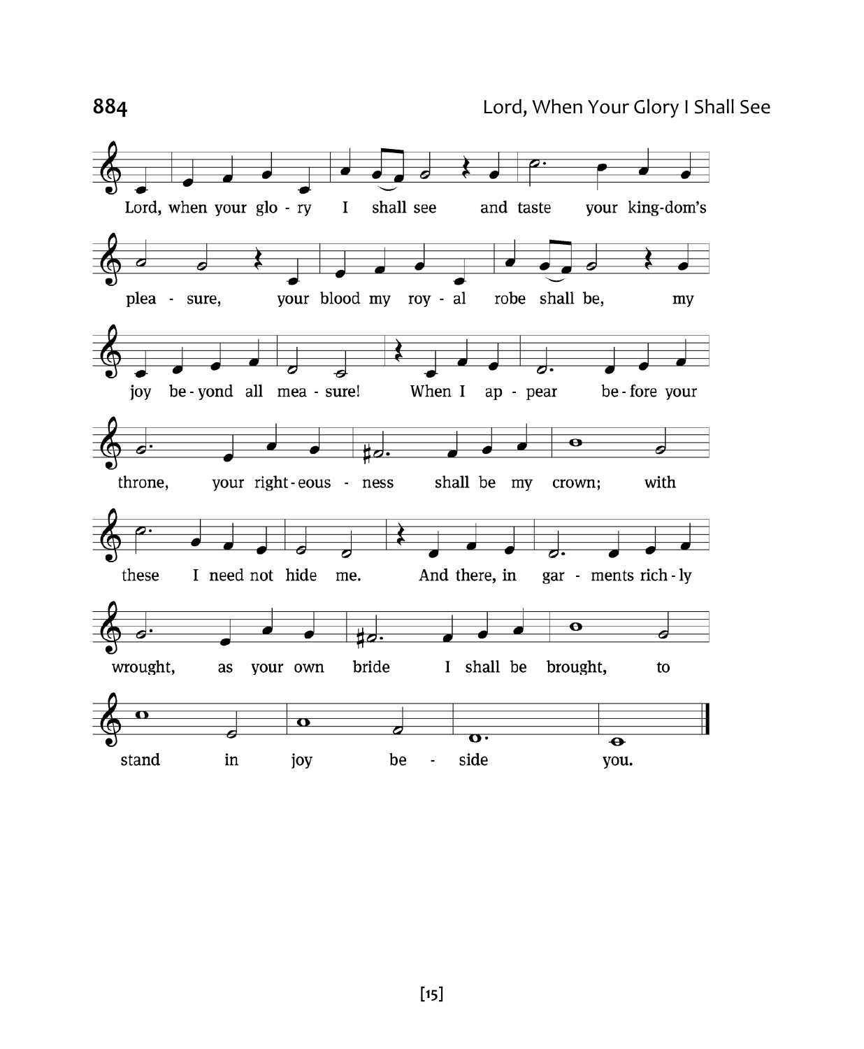## 884 Lord, When Your Glory I Shall See

Lord, when your glory I shall see and taste your kingdom's pleasure, your blood my royal robe shall be, my joy beyond all measure! When I appear before your throne, your righteousness shall be my crown; with these I need not hide me. And there, in garments richly wrought, as your own bride I shall be brought, to stand in joy beside you.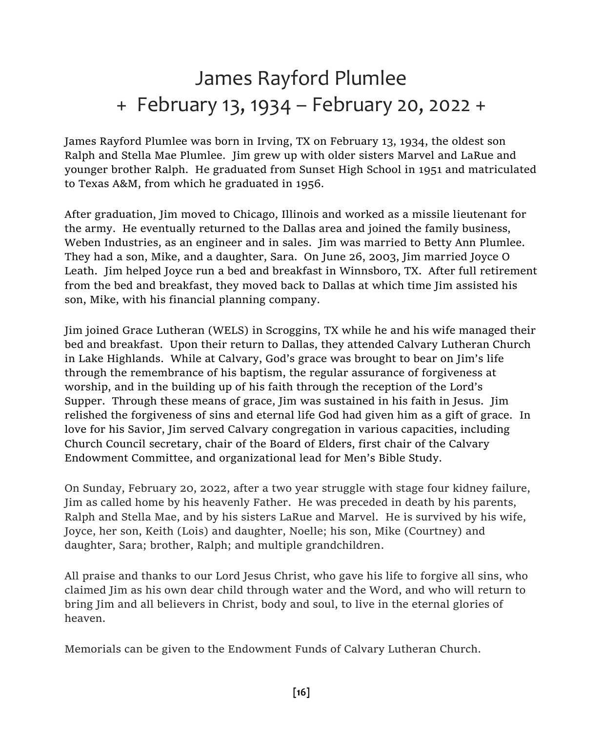# James Rayford Plumlee

## + February 13, 1934 – February 20, 2022 +

James Rayford Plumlee was born in Irving, TX on February 13, 1934, the oldest son Ralph and Stella Mae Plumlee. Jim grew up with older sisters Marvel and LaRue and younger brother Ralph. He graduated from Sunset High School in 1951 and matriculated to Texas A&M, from which he graduated in 1956.

After graduation, Jim moved to Chicago, Illinois and worked as a missile lieutenant for the army. He eventually returned to the Dallas area and joined the family business, Weben Industries, as an engineer and in sales. Jim was married to Betty Ann Plumlee. They had a son, Mike, and a daughter, Sara. On June 26, 2003, Jim married Joyce O Leath. Jim helped Joyce run a bed and breakfast in Winnsboro, TX. After full retirement from the bed and breakfast, they moved back to Dallas at which time Jim assisted his son, Mike, with his financial planning company.

Jim joined Grace Lutheran (WELS) in Scroggins, TX while he and his wife managed their bed and breakfast. Upon their return to Dallas, they attended Calvary Lutheran Church in Lake Highlands. While at Calvary, God's grace was brought to bear on Jim's life through the remembrance of his baptism, the regular assurance of forgiveness at worship, and in the building up of his faith through the reception of the Lord's Supper. Through these means of grace, Jim was sustained in his faith in Jesus. Jim relished the forgiveness of sins and eternal life God had given him as a gift of grace. In love for his Savior, Jim served Calvary congregation in various capacities, including Church Council secretary, chair of the Board of Elders, first chair of the Calvary Endowment Committee, and organizational lead for Men's Bible Study.

On Sunday, February 20, 2022, after a two year struggle with stage four kidney failure, Jim as called home by his heavenly Father. He was preceded in death by his parents, Ralph and Stella Mae, and by his sisters LaRue and Marvel. He is survived by his wife, Joyce, her son, Keith (Lois) and daughter, Noelle; his son, Mike (Courtney) and daughter, Sara; brother, Ralph; and multiple grandchildren.

All praise and thanks to our Lord Jesus Christ, who gave his life to forgive all sins, who claimed Jim as his own dear child through water and the Word, and who will return to bring Jim and all believers in Christ, body and soul, to live in the eternal glories of heaven.

Memorials can be given to the Endowment Funds of Calvary Lutheran Church.